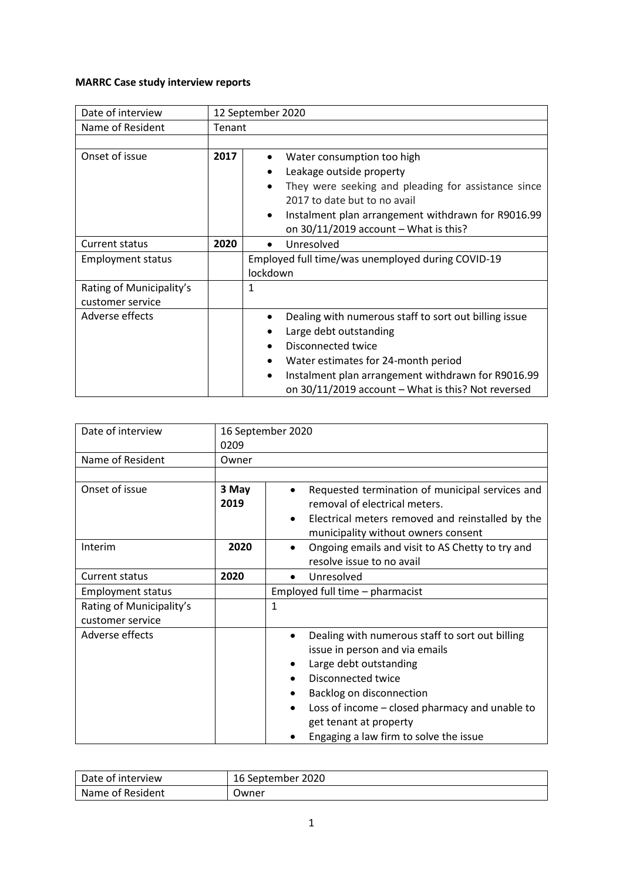**MARRC Case study interview reports**

| Date of interview | 12 September 2020 | |
|---|---|---|
| Name of Resident | Tenant | |
| | | |
| Onset of issue | **2017** | • Water consumption too high<br>• Leakage outside property<br>• They were seeking and pleading for assistance since 2017 to date but to no avail<br>• Instalment plan arrangement withdrawn for R9016.99 on 30/11/2019 account – What is this? |
| Current status | **2020** | • Unresolved |
| Employment status | | Employed full time/was unemployed during COVID-19 lockdown |
| Rating of Municipality's customer service | | 1 |
| Adverse effects | | • Dealing with numerous staff to sort out billing issue<br>• Large debt outstanding<br>• Disconnected twice<br>• Water estimates for 24-month period<br>• Instalment plan arrangement withdrawn for R9016.99 on 30/11/2019 account – What is this? Not reversed |

| Date of interview | 16 September 2020<br>0209 | |
|---|---|---|
| Name of Resident | Owner | |
| | | |
| Onset of issue | **3 May 2019** | • Requested termination of municipal services and removal of electrical meters.<br>• Electrical meters removed and reinstalled by the municipality without owners consent |
| Interim | **2020** | • Ongoing emails and visit to AS Chetty to try and resolve issue to no avail |
| Current status | **2020** | • Unresolved |
| Employment status | | Employed full time – pharmacist |
| Rating of Municipality's customer service | | 1 |
| Adverse effects | | • Dealing with numerous staff to sort out billing issue in person and via emails<br>• Large debt outstanding<br>• Disconnected twice<br>• Backlog on disconnection<br>• Loss of income – closed pharmacy and unable to get tenant at property<br>• Engaging a law firm to solve the issue |

| Date of interview | 16 September 2020 |
|---|---|
| Name of Resident | Owner |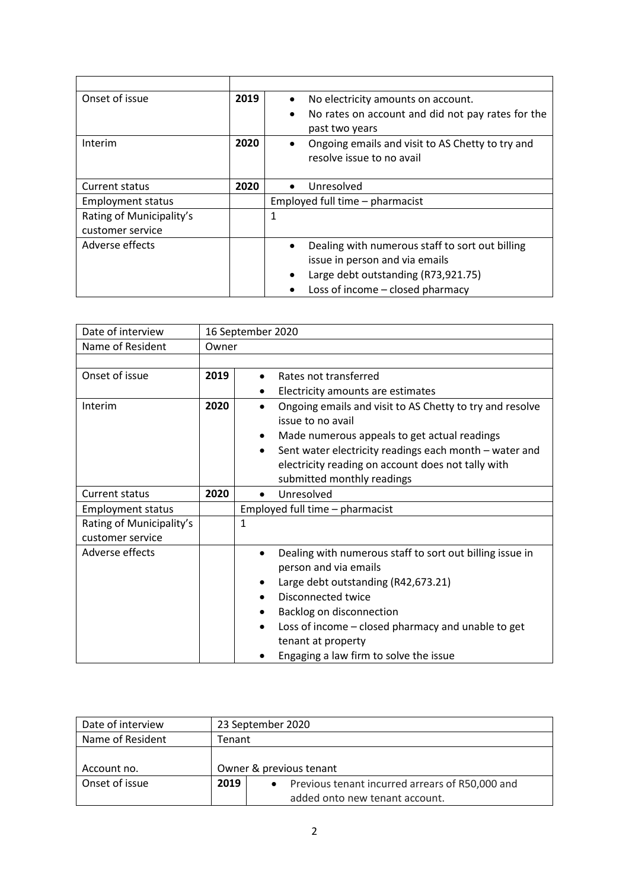| | | |
|---|---|---|
| Onset of issue | **2019** | • No electricity amounts on account.<br>• No rates on account and did not pay rates for the past two years |
| Interim | **2020** | • Ongoing emails and visit to AS Chetty to try and resolve issue to no avail |
| Current status | **2020** | • Unresolved |
| Employment status | | Employed full time – pharmacist |
| Rating of Municipality's customer service | | 1 |
| Adverse effects | | • Dealing with numerous staff to sort out billing issue in person and via emails<br>• Large debt outstanding (R73,921.75)<br>• Loss of income – closed pharmacy |

| Date of interview | 16 September 2020 | |
|---|---|---|
| Name of Resident | Owner | |
| | | |
| Onset of issue | **2019** | • Rates not transferred<br>• Electricity amounts are estimates |
| Interim | **2020** | • Ongoing emails and visit to AS Chetty to try and resolve issue to no avail<br>• Made numerous appeals to get actual readings<br>• Sent water electricity readings each month – water and electricity reading on account does not tally with submitted monthly readings |
| Current status | **2020** | • Unresolved |
| Employment status | | Employed full time – pharmacist |
| Rating of Municipality's customer service | | 1 |
| Adverse effects | | • Dealing with numerous staff to sort out billing issue in person and via emails<br>• Large debt outstanding (R42,673.21)<br>• Disconnected twice<br>• Backlog on disconnection<br>• Loss of income – closed pharmacy and unable to get tenant at property<br>• Engaging a law firm to solve the issue |

| Date of interview | 23 September 2020 | |
|---|---|---|
| Name of Resident | Tenant | |
| Account no. | Owner & previous tenant | |
| Onset of issue | **2019** | • Previous tenant incurred arrears of R50,000 and added onto new tenant account. |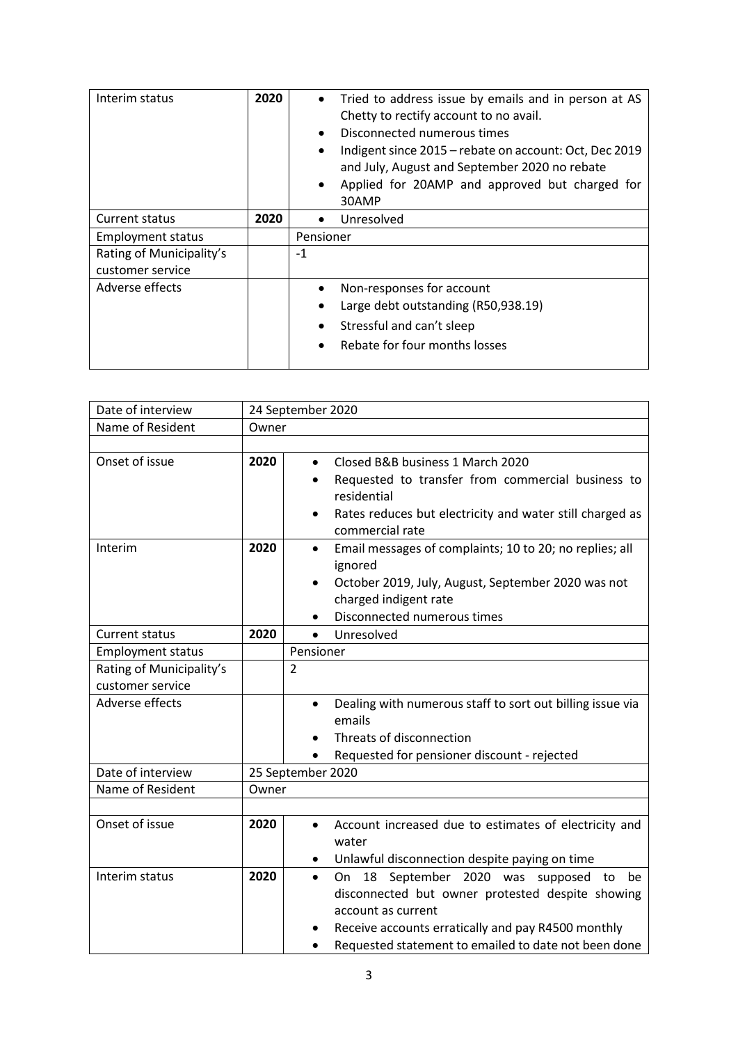| | | |
|---|---|---|
| Interim status | 2020 | • Tried to address issue by emails and in person at AS Chetty to rectify account to no avail.<br>• Disconnected numerous times<br>• Indigent since 2015 – rebate on account: Oct, Dec 2019 and July, August and September 2020 no rebate<br>• Applied for 20AMP and approved but charged for 30AMP |
| Current status | 2020 | • Unresolved |
| Employment status | | Pensioner |
| Rating of Municipality's customer service | | -1 |
| Adverse effects | | • Non-responses for account<br>• Large debt outstanding (R50,938.19)<br>• Stressful and can't sleep<br>• Rebate for four months losses |

| | | |
|---|---|---|
| Date of interview | 24 September 2020 | |
| Name of Resident | Owner | |
| | | |
| Onset of issue | 2020 | • Closed B&B business 1 March 2020<br>• Requested to transfer from commercial business to residential<br>• Rates reduces but electricity and water still charged as commercial rate |
| Interim | 2020 | • Email messages of complaints; 10 to 20; no replies; all ignored<br>• October 2019, July, August, September 2020 was not charged indigent rate<br>• Disconnected numerous times |
| Current status | 2020 | • Unresolved |
| Employment status | | Pensioner |
| Rating of Municipality's customer service | | 2 |
| Adverse effects | | • Dealing with numerous staff to sort out billing issue via emails<br>• Threats of disconnection<br>• Requested for pensioner discount - rejected |
| Date of interview | 25 September 2020 | |
| Name of Resident | Owner | |
| | | |
| Onset of issue | 2020 | • Account increased due to estimates of electricity and water<br>• Unlawful disconnection despite paying on time |
| Interim status | 2020 | • On 18 September 2020 was supposed to be disconnected but owner protested despite showing account as current<br>• Receive accounts erratically and pay R4500 monthly<br>• Requested statement to emailed to date not been done |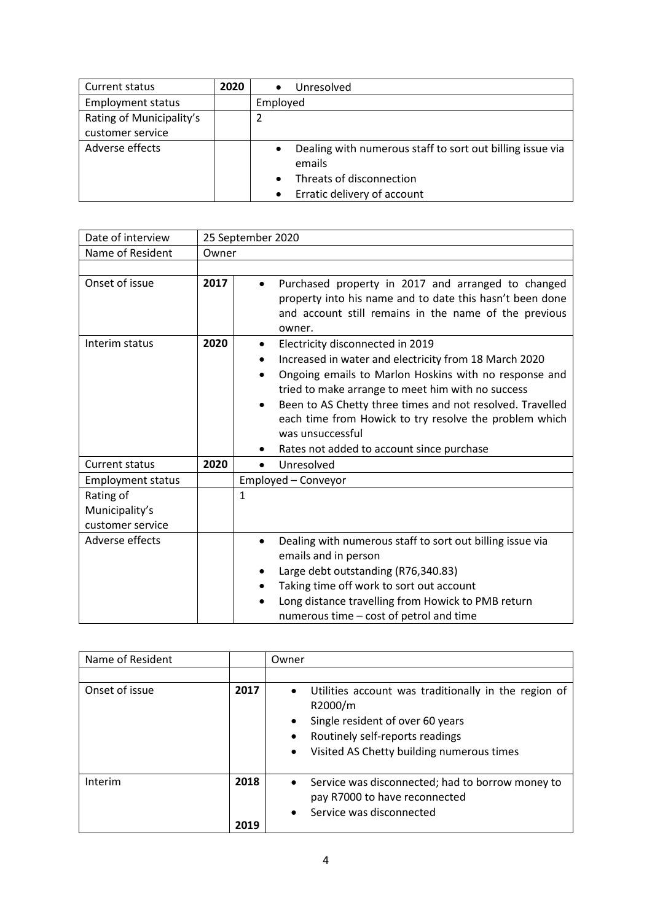| Current status | 2020 | • Unresolved |
|---|---|---|
| Employment status | | Employed |
| Rating of Municipality's customer service | | 2 |
| Adverse effects | | • Dealing with numerous staff to sort out billing issue via emails<br>• Threats of disconnection<br>• Erratic delivery of account |

| Date of interview | 25 September 2020 | |
|---|---|---|
| Name of Resident | Owner | |
| | | |
| Onset of issue | 2017 | • Purchased property in 2017 and arranged to changed property into his name and to date this hasn't been done and account still remains in the name of the previous owner. |
| Interim status | 2020 | • Electricity disconnected in 2019<br>• Increased in water and electricity from 18 March 2020<br>• Ongoing emails to Marlon Hoskins with no response and tried to make arrange to meet him with no success<br>• Been to AS Chetty three times and not resolved. Travelled each time from Howick to try resolve the problem which was unsuccessful<br>• Rates not added to account since purchase |
| Current status | 2020 | • Unresolved |
| Employment status | | Employed – Conveyor |
| Rating of Municipality's customer service | | 1 |
| Adverse effects | | • Dealing with numerous staff to sort out billing issue via emails and in person<br>• Large debt outstanding (R76,340.83)<br>• Taking time off work to sort out account<br>• Long distance travelling from Howick to PMB return numerous time – cost of petrol and time |

| Name of Resident | | Owner |
|---|---|---|
| | | |
| Onset of issue | 2017 | • Utilities account was traditionally in the region of R2000/m<br>• Single resident of over 60 years<br>• Routinely self-reports readings<br>• Visited AS Chetty building numerous times |
| Interim | 2018<br><br>2019 | • Service was disconnected; had to borrow money to pay R7000 to have reconnected<br>• Service was disconnected |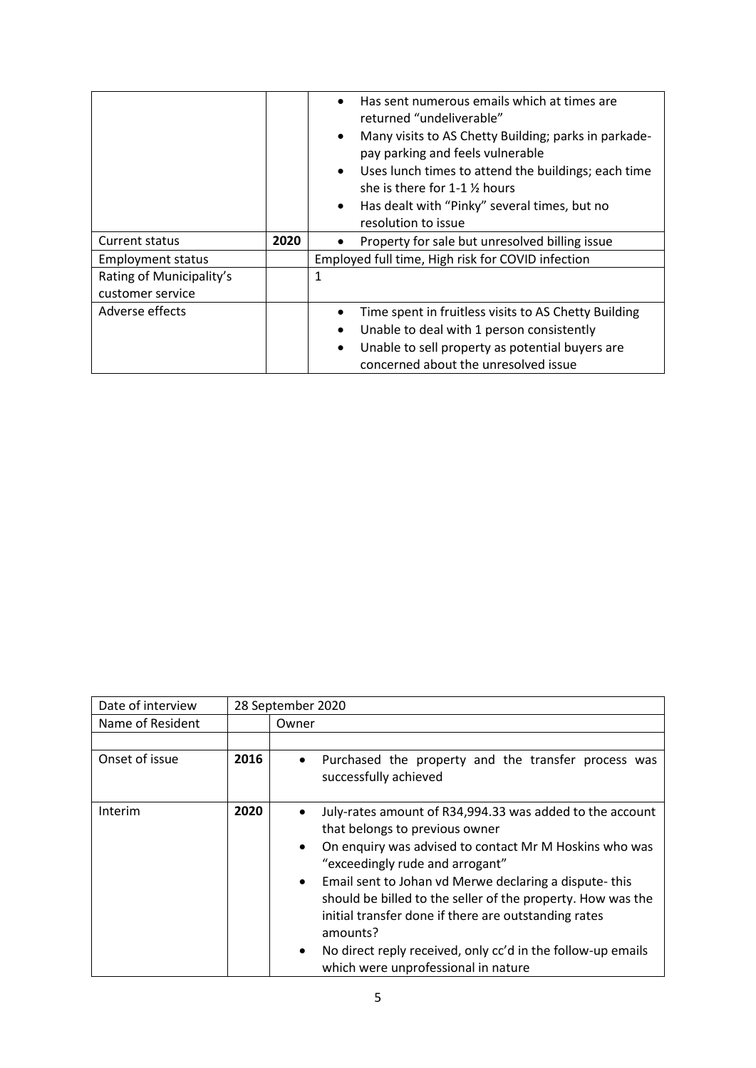| | | |
|---|---|---|
| | | • Has sent numerous emails which at times are returned "undeliverable"<br>• Many visits to AS Chetty Building; parks in parkade-pay parking and feels vulnerable<br>• Uses lunch times to attend the buildings; each time she is there for 1-1 ½ hours<br>• Has dealt with "Pinky" several times, but no resolution to issue |
| Current status | 2020 | • Property for sale but unresolved billing issue |
| Employment status | | Employed full time, High risk for COVID infection |
| Rating of Municipality's customer service | | 1 |
| Adverse effects | | • Time spent in fruitless visits to AS Chetty Building<br>• Unable to deal with 1 person consistently<br>• Unable to sell property as potential buyers are concerned about the unresolved issue |

| Date of interview | 28 September 2020 | |
|---|---|---|
| Name of Resident | | Owner |
| | | |
| Onset of issue | 2016 | • Purchased the property and the transfer process was successfully achieved |
| Interim | 2020 | • July-rates amount of R34,994.33 was added to the account that belongs to previous owner<br>• On enquiry was advised to contact Mr M Hoskins who was "exceedingly rude and arrogant"<br>• Email sent to Johan vd Merwe declaring a dispute- this should be billed to the seller of the property. How was the initial transfer done if there are outstanding rates amounts?<br>• No direct reply received, only cc'd in the follow-up emails which were unprofessional in nature |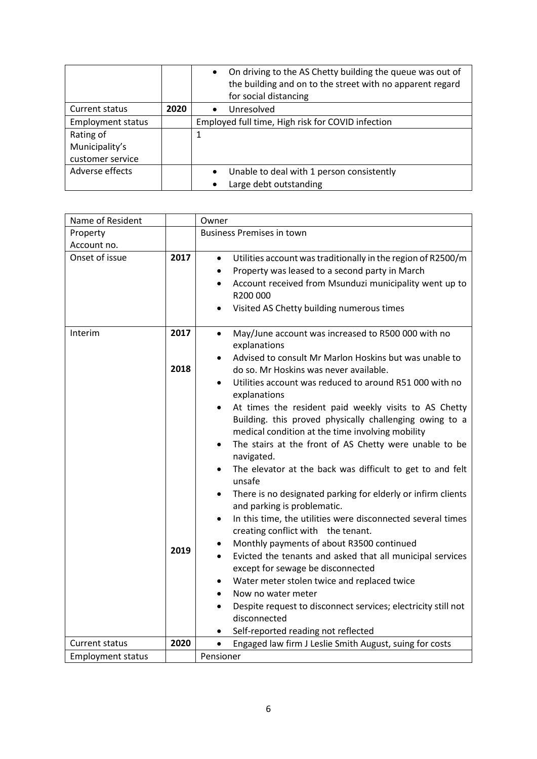| | | |
|---|---|---|
| | | • On driving to the AS Chetty building the queue was out of the building and on to the street with no apparent regard for social distancing |
| Current status | **2020** | • Unresolved |
| Employment status | | Employed full time, High risk for COVID infection |
| Rating of Municipality's customer service | | 1 |
| Adverse effects | | • Unable to deal with 1 person consistently<br>• Large debt outstanding |

| Name of Resident | | Owner |
|---|---|---|
| Property Account no. | | Business Premises in town |
| Onset of issue | **2017** | • Utilities account was traditionally in the region of R2500/m<br>• Property was leased to a second party in March<br>• Account received from Msunduzi municipality went up to R200 000<br>• Visited AS Chetty building numerous times |
| Interim | **2017**<br><br>**2018**<br><br><br><br><br><br><br><br><br><br><br><br>**2019** | • May/June account was increased to R500 000 with no explanations<br>• Advised to consult Mr Marlon Hoskins but was unable to do so. Mr Hoskins was never available.<br>• Utilities account was reduced to around R51 000 with no explanations<br>• At times the resident paid weekly visits to AS Chetty Building. this proved physically challenging owing to a medical condition at the time involving mobility<br>• The stairs at the front of AS Chetty were unable to be navigated.<br>• The elevator at the back was difficult to get to and felt unsafe<br>• There is no designated parking for elderly or infirm clients and parking is problematic.<br>• In this time, the utilities were disconnected several times creating conflict with the tenant.<br>• Monthly payments of about R3500 continued<br>• Evicted the tenants and asked that all municipal services except for sewage be disconnected<br>• Water meter stolen twice and replaced twice<br>• Now no water meter<br>• Despite request to disconnect services; electricity still not disconnected<br>• Self-reported reading not reflected |
| Current status | **2020** | • Engaged law firm J Leslie Smith August, suing for costs |
| Employment status | | Pensioner |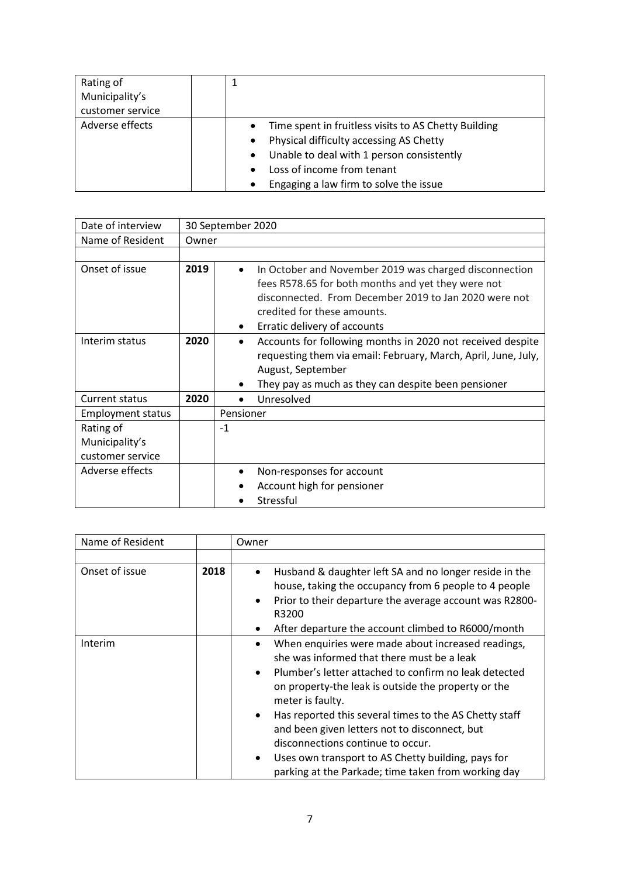| Rating of Municipality's customer service | | 1 |
|---|---|---|
| Adverse effects | | • Time spent in fruitless visits to AS Chetty Building<br>• Physical difficulty accessing AS Chetty<br>• Unable to deal with 1 person consistently<br>• Loss of income from tenant<br>• Engaging a law firm to solve the issue |

| Date of interview | 30 September 2020 | |
|---|---|---|
| Name of Resident | Owner | |
| | | |
| Onset of issue | 2019 | • In October and November 2019 was charged disconnection fees R578.65 for both months and yet they were not disconnected. From December 2019 to Jan 2020 were not credited for these amounts.<br>• Erratic delivery of accounts |
| Interim status | 2020 | • Accounts for following months in 2020 not received despite requesting them via email: February, March, April, June, July, August, September<br>• They pay as much as they can despite been pensioner |
| Current status | 2020 | • Unresolved |
| Employment status | | Pensioner |
| Rating of Municipality's customer service | | -1 |
| Adverse effects | | • Non-responses for account<br>• Account high for pensioner<br>• Stressful |

| Name of Resident | | Owner |
|---|---|---|
| | | |
| Onset of issue | 2018 | • Husband & daughter left SA and no longer reside in the house, taking the occupancy from 6 people to 4 people<br>• Prior to their departure the average account was R2800-R3200<br>• After departure the account climbed to R6000/month |
| Interim | | • When enquiries were made about increased readings, she was informed that there must be a leak<br>• Plumber's letter attached to confirm no leak detected on property-the leak is outside the property or the meter is faulty.<br>• Has reported this several times to the AS Chetty staff and been given letters not to disconnect, but disconnections continue to occur.<br>• Uses own transport to AS Chetty building, pays for parking at the Parkade; time taken from working day |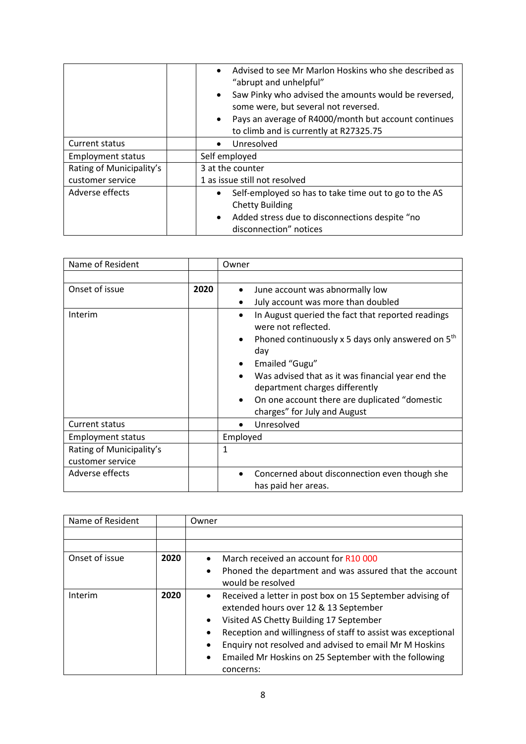| | | |
|---|---|---|
| | | • Advised to see Mr Marlon Hoskins who she described as "abrupt and unhelpful"<br>• Saw Pinky who advised the amounts would be reversed, some were, but several not reversed.<br>• Pays an average of R4000/month but account continues to climb and is currently at R27325.75 |
| Current status | | • Unresolved |
| Employment status | | Self employed |
| Rating of Municipality's customer service | | 3 at the counter<br>1 as issue still not resolved |
| Adverse effects | | • Self-employed so has to take time out to go to the AS Chetty Building<br>• Added stress due to disconnections despite "no disconnection" notices |

| Name of Resident | | Owner |
|---|---|---|
| | | |
| Onset of issue | **2020** | • June account was abnormally low<br>• July account was more than doubled |
| Interim | | • In August queried the fact that reported readings were not reflected.<br>• Phoned continuously x 5 days only answered on 5th day<br>• Emailed "Gugu"<br>• Was advised that as it was financial year end the department charges differently<br>• On one account there are duplicated "domestic charges" for July and August |
| Current status | | • Unresolved |
| Employment status | | Employed |
| Rating of Municipality's customer service | | 1 |
| Adverse effects | | • Concerned about disconnection even though she has paid her areas. |

| Name of Resident | | Owner |
|---|---|---|
| | | |
| | | |
| Onset of issue | **2020** | • March received an account for R10 000<br>• Phoned the department and was assured that the account would be resolved |
| Interim | **2020** | • Received a letter in post box on 15 September advising of extended hours over 12 & 13 September<br>• Visited AS Chetty Building 17 September<br>• Reception and willingness of staff to assist was exceptional<br>• Enquiry not resolved and advised to email Mr M Hoskins<br>• Emailed Mr Hoskins on 25 September with the following concerns: |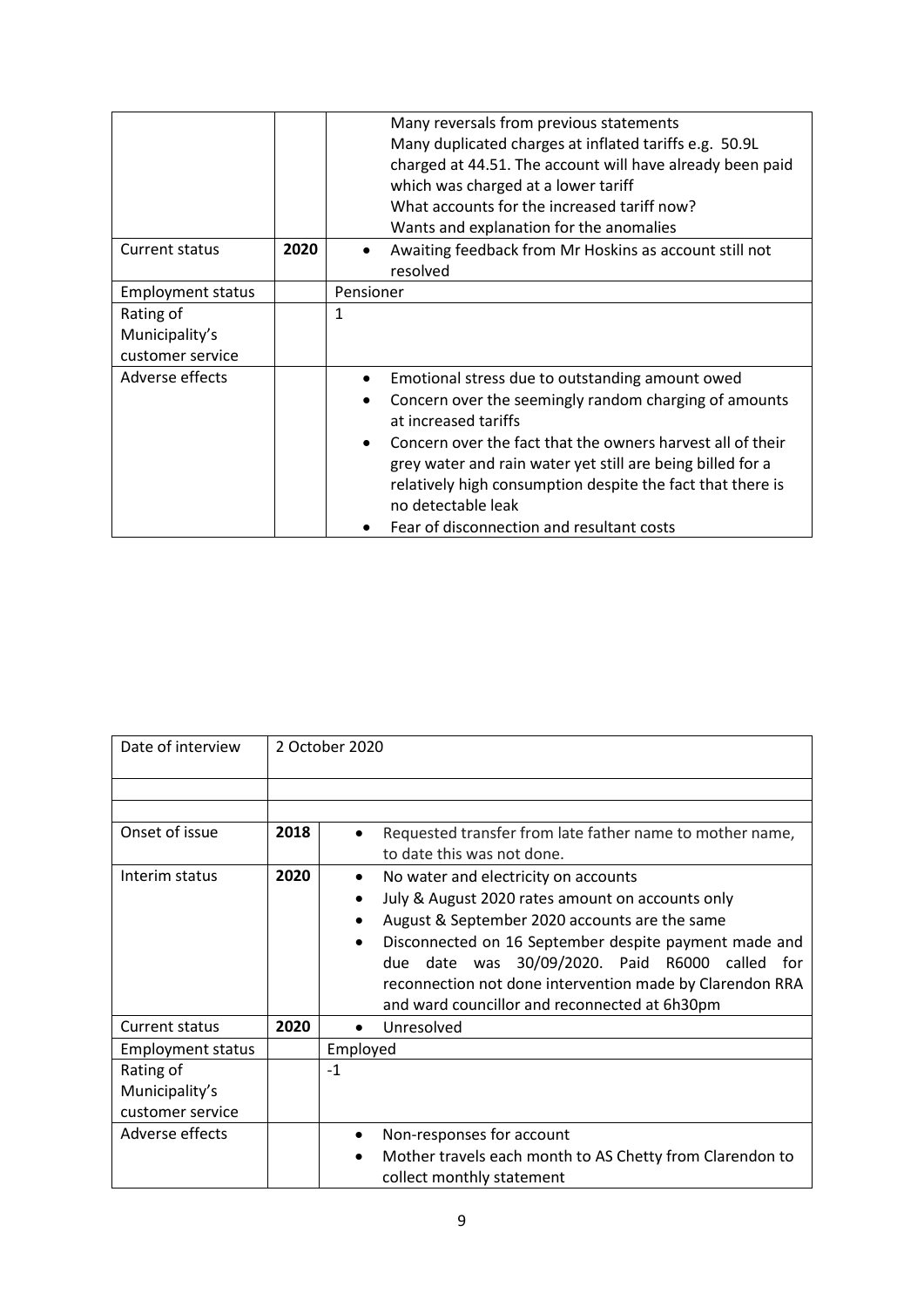|  |  |  |
|---|---|---|
|  |  | Many reversals from previous statements<br>Many duplicated charges at inflated tariffs e.g. 50.9L charged at 44.51. The account will have already been paid which was charged at a lower tariff<br>What accounts for the increased tariff now?<br>Wants and explanation for the anomalies |
| Current status | 2020 | • Awaiting feedback from Mr Hoskins as account still not resolved |
| Employment status |  | Pensioner |
| Rating of Municipality's customer service |  | 1 |
| Adverse effects |  | • Emotional stress due to outstanding amount owed<br>• Concern over the seemingly random charging of amounts at increased tariffs<br>• Concern over the fact that the owners harvest all of their grey water and rain water yet still are being billed for a relatively high consumption despite the fact that there is no detectable leak<br>• Fear of disconnection and resultant costs |

| Date of interview | 2 October 2020 |  |
|---|---|---|
|  |  |  |
|  |  |  |
| Onset of issue | 2018 | • Requested transfer from late father name to mother name, to date this was not done. |
| Interim status | 2020 | • No water and electricity on accounts<br>• July & August 2020 rates amount on accounts only<br>• August & September 2020 accounts are the same<br>• Disconnected on 16 September despite payment made and due date was 30/09/2020. Paid R6000 called for reconnection not done intervention made by Clarendon RRA and ward councillor and reconnected at 6h30pm |
| Current status | 2020 | • Unresolved |
| Employment status |  | Employed |
| Rating of Municipality's customer service |  | -1 |
| Adverse effects |  | • Non-responses for account<br>• Mother travels each month to AS Chetty from Clarendon to collect monthly statement |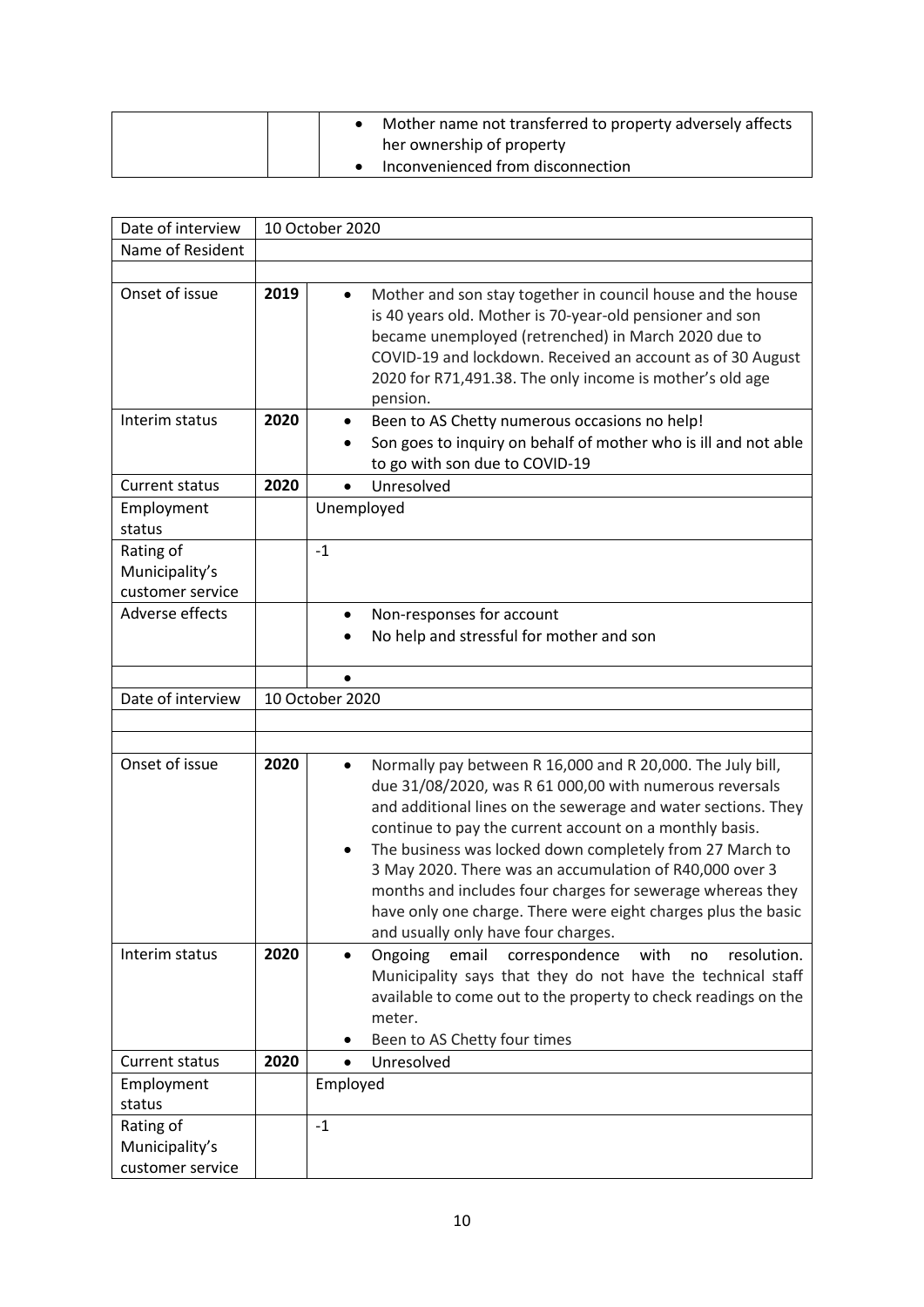| | | |
|---|---|---|
| | | • Mother name not transferred to property adversely affects her ownership of property<br>• Inconvenienced from disconnection |

| | | |
|---|---|---|
| Date of interview | 10 October 2020 | |
| Name of Resident | | |
| | | |
| Onset of issue | 2019 | • Mother and son stay together in council house and the house is 40 years old. Mother is 70-year-old pensioner and son became unemployed (retrenched) in March 2020 due to COVID-19 and lockdown. Received an account as of 30 August 2020 for R71,491.38. The only income is mother's old age pension. |
| Interim status | 2020 | • Been to AS Chetty numerous occasions no help!<br>• Son goes to inquiry on behalf of mother who is ill and not able to go with son due to COVID-19 |
| Current status | 2020 | • Unresolved |
| Employment status | | Unemployed |
| Rating of Municipality's customer service | | -1 |
| Adverse effects | | • Non-responses for account<br>• No help and stressful for mother and son |
| | | • |
| Date of interview | 10 October 2020 | |
| | | |
| | | |
| Onset of issue | 2020 | • Normally pay between R 16,000 and R 20,000. The July bill, due 31/08/2020, was R 61 000,00 with numerous reversals and additional lines on the sewerage and water sections. They continue to pay the current account on a monthly basis.<br>• The business was locked down completely from 27 March to 3 May 2020. There was an accumulation of R40,000 over 3 months and includes four charges for sewerage whereas they have only one charge. There were eight charges plus the basic and usually only have four charges. |
| Interim status | 2020 | • Ongoing email correspondence with no resolution. Municipality says that they do not have the technical staff available to come out to the property to check readings on the meter.<br>• Been to AS Chetty four times |
| Current status | 2020 | • Unresolved |
| Employment status | | Employed |
| Rating of Municipality's customer service | | -1 |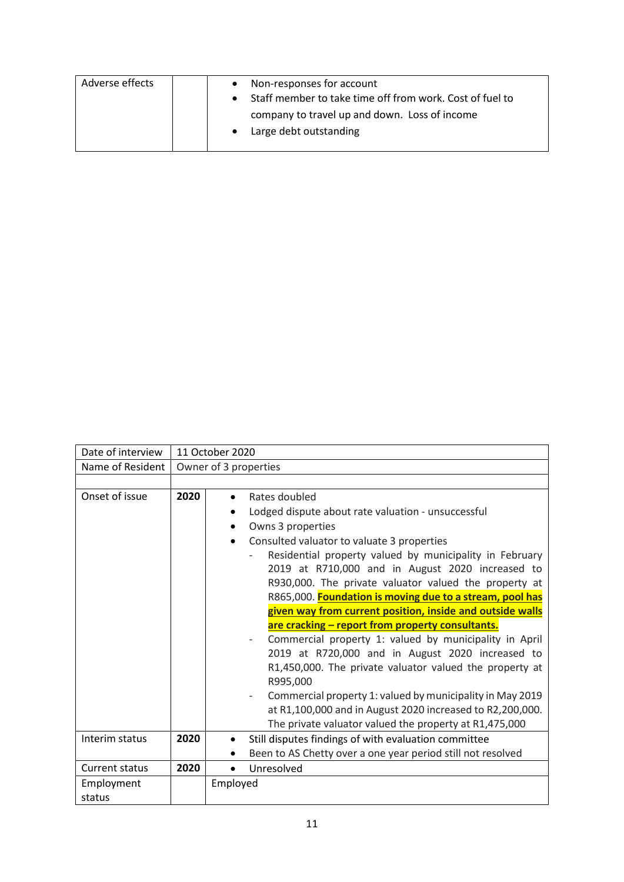| Adverse effects | | • Non-responses for account<br>• Staff member to take time off from work. Cost of fuel to company to travel up and down. Loss of income<br>• Large debt outstanding |
|---|---|---|

| Date of interview | 11 October 2020 | |
|---|---|---|
| Name of Resident | Owner of 3 properties | |
| | | |
| Onset of issue | **2020** | • Rates doubled<br>• Lodged dispute about rate valuation - unsuccessful<br>• Owns 3 properties<br>• Consulted valuator to valuate 3 properties<br>- Residential property valued by municipality in February 2019 at R710,000 and in August 2020 increased to R930,000. The private valuator valued the property at R865,000. **Foundation is moving due to a stream, pool has given way from current position, inside and outside walls are cracking – report from property consultants.**<br>- Commercial property 1: valued by municipality in April 2019 at R720,000 and in August 2020 increased to R1,450,000. The private valuator valued the property at R995,000<br>- Commercial property 1: valued by municipality in May 2019 at R1,100,000 and in August 2020 increased to R2,200,000. The private valuator valued the property at R1,475,000 |
| Interim status | **2020** | • Still disputes findings of with evaluation committee<br>• Been to AS Chetty over a one year period still not resolved |
| Current status | **2020** | • Unresolved |
| Employment status | | Employed |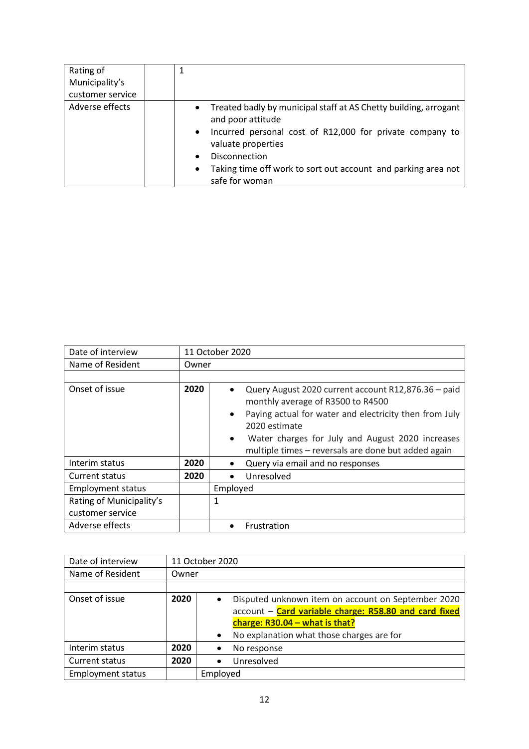| Rating of Municipality's customer service | | 1 |
|---|---|---|
| Adverse effects | | • Treated badly by municipal staff at AS Chetty building, arrogant and poor attitude<br>• Incurred personal cost of R12,000 for private company to valuate properties<br>• Disconnection<br>• Taking time off work to sort out account and parking area not safe for woman |

| Date of interview | 11 October 2020 | |
|---|---|---|
| Name of Resident | Owner | |
| | | |
| Onset of issue | **2020** | • Query August 2020 current account R12,876.36 – paid monthly average of R3500 to R4500<br>• Paying actual for water and electricity then from July 2020 estimate<br>• Water charges for July and August 2020 increases multiple times – reversals are done but added again |
| Interim status | **2020** | • Query via email and no responses |
| Current status | **2020** | • Unresolved |
| Employment status | | Employed |
| Rating of Municipality's customer service | | 1 |
| Adverse effects | | • Frustration |

| Date of interview | 11 October 2020 | |
|---|---|---|
| Name of Resident | Owner | |
| | | |
| Onset of issue | **2020** | • Disputed unknown item on account on September 2020 account – **Card variable charge: R58.80 and card fixed charge: R30.04 – what is that?**<br>• No explanation what those charges are for |
| Interim status | **2020** | • No response |
| Current status | **2020** | • Unresolved |
| Employment status | | Employed |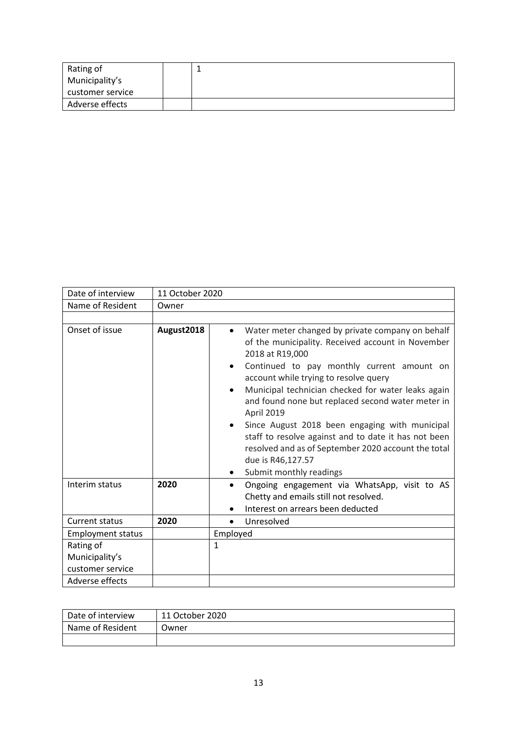| Rating of Municipality's customer service | | 1 |
|---|---|---|
| Adverse effects | | |

| Date of interview | 11 October 2020 | |
|---|---|---|
| Name of Resident | Owner | |
| | | |
| Onset of issue | **August2018** | • Water meter changed by private company on behalf of the municipality. Received account in November 2018 at R19,000<br>• Continued to pay monthly current amount on account while trying to resolve query<br>• Municipal technician checked for water leaks again and found none but replaced second water meter in April 2019<br>• Since August 2018 been engaging with municipal staff to resolve against and to date it has not been resolved and as of September 2020 account the total due is R46,127.57<br>• Submit monthly readings |
| Interim status | **2020** | • Ongoing engagement via WhatsApp, visit to AS Chetty and emails still not resolved.<br>• Interest on arrears been deducted |
| Current status | **2020** | • Unresolved |
| Employment status | | Employed |
| Rating of Municipality's customer service | | 1 |
| Adverse effects | | |

| Date of interview | 11 October 2020 |
|---|---|
| Name of Resident | Owner |
| | |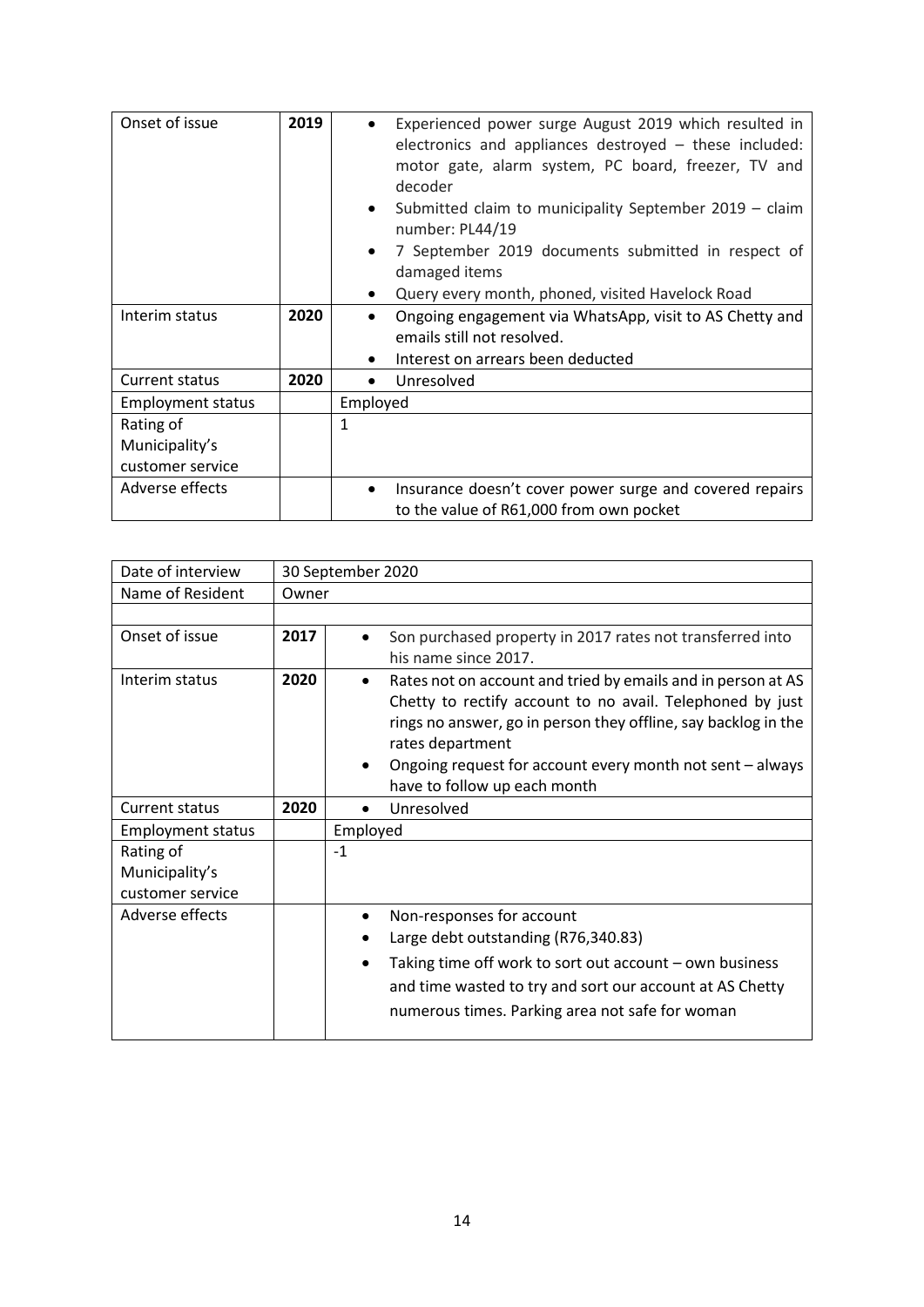| | | |
|---|---|---|
| Onset of issue | **2019** | • Experienced power surge August 2019 which resulted in electronics and appliances destroyed – these included: motor gate, alarm system, PC board, freezer, TV and decoder<br>• Submitted claim to municipality September 2019 – claim number: PL44/19<br>• 7 September 2019 documents submitted in respect of damaged items<br>• Query every month, phoned, visited Havelock Road |
| Interim status | **2020** | • Ongoing engagement via WhatsApp, visit to AS Chetty and emails still not resolved.<br>• Interest on arrears been deducted |
| Current status | **2020** | • Unresolved |
| Employment status | | Employed |
| Rating of Municipality's customer service | | 1 |
| Adverse effects | | • Insurance doesn't cover power surge and covered repairs to the value of R61,000 from own pocket |

| Date of interview | 30 September 2020 | |
|---|---|---|
| Name of Resident | Owner | |
| | | |
| Onset of issue | **2017** | • Son purchased property in 2017 rates not transferred into his name since 2017. |
| Interim status | **2020** | • Rates not on account and tried by emails and in person at AS Chetty to rectify account to no avail. Telephoned by just rings no answer, go in person they offline, say backlog in the rates department<br>• Ongoing request for account every month not sent – always have to follow up each month |
| Current status | **2020** | • Unresolved |
| Employment status | | Employed |
| Rating of Municipality's customer service | | -1 |
| Adverse effects | | • Non-responses for account<br>• Large debt outstanding (R76,340.83)<br>• Taking time off work to sort out account – own business and time wasted to try and sort our account at AS Chetty numerous times. Parking area not safe for woman |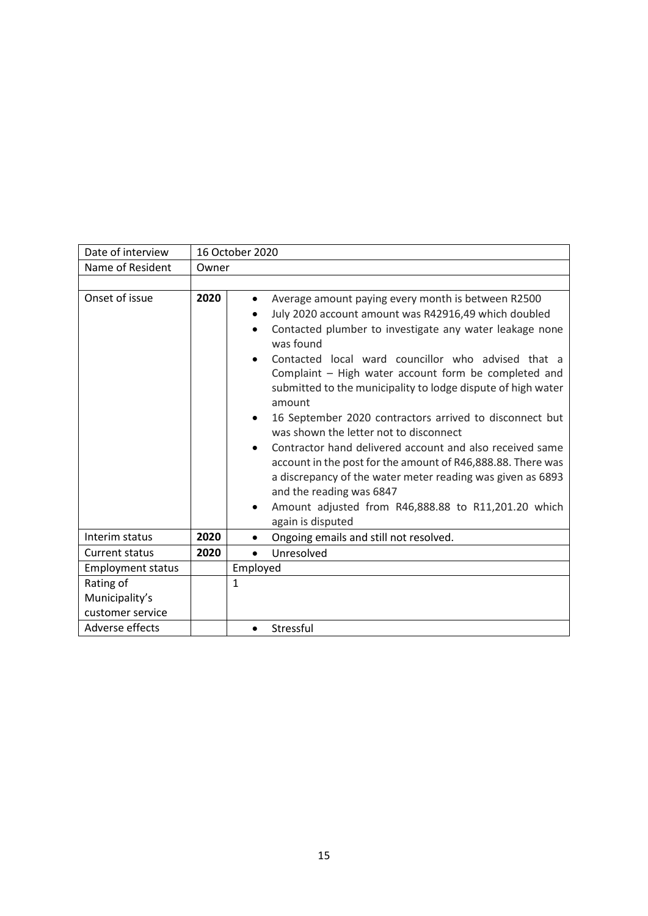| Date of interview | 16 October 2020 | |
|---|---|---|
| Name of Resident | Owner | |
| | | |
| Onset of issue | **2020** | • Average amount paying every month is between R2500<br>• July 2020 account amount was R42916,49 which doubled<br>• Contacted plumber to investigate any water leakage none was found<br>• Contacted local ward councillor who advised that a Complaint – High water account form be completed and submitted to the municipality to lodge dispute of high water amount<br>• 16 September 2020 contractors arrived to disconnect but was shown the letter not to disconnect<br>• Contractor hand delivered account and also received same account in the post for the amount of R46,888.88. There was a discrepancy of the water meter reading was given as 6893 and the reading was 6847<br>• Amount adjusted from R46,888.88 to R11,201.20 which again is disputed |
| Interim status | **2020** | • Ongoing emails and still not resolved. |
| Current status | **2020** | • Unresolved |
| Employment status | | Employed |
| Rating of Municipality's customer service | | 1 |
| Adverse effects | | • Stressful |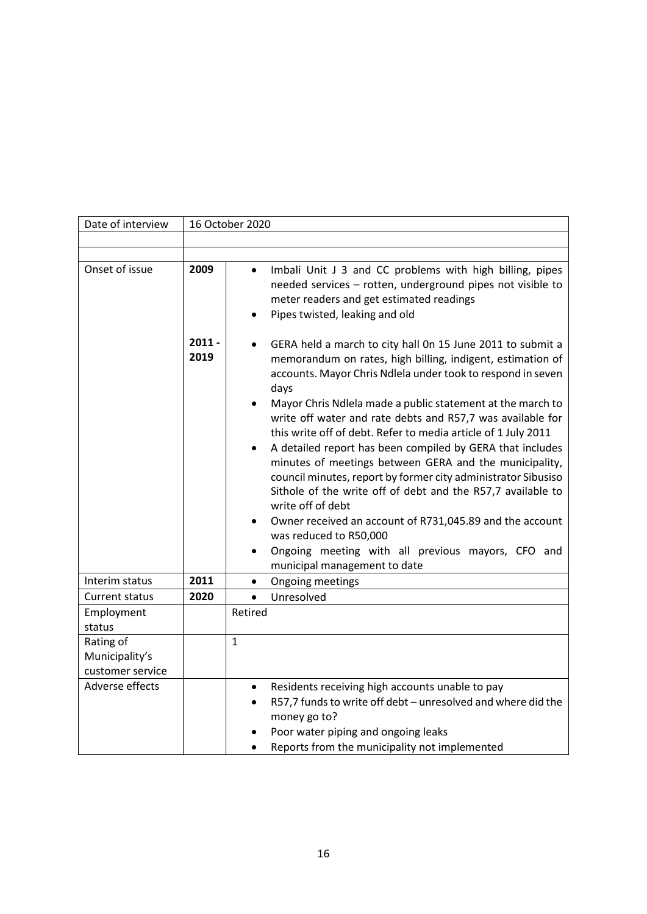| | | |
|---|---|---|
| Date of interview | 16 October 2020 | |
| | | |
| | | |
| Onset of issue | **2009** | • Imbali Unit J 3 and CC problems with high billing, pipes needed services – rotten, underground pipes not visible to meter readers and get estimated readings<br>• Pipes twisted, leaking and old |
| | **2011 - 2019** | • GERA held a march to city hall 0n 15 June 2011 to submit a memorandum on rates, high billing, indigent, estimation of accounts. Mayor Chris Ndlela under took to respond in seven days<br>• Mayor Chris Ndlela made a public statement at the march to write off water and rate debts and R57,7 was available for this write off of debt. Refer to media article of 1 July 2011<br>• A detailed report has been compiled by GERA that includes minutes of meetings between GERA and the municipality, council minutes, report by former city administrator Sibusiso Sithole of the write off of debt and the R57,7 available to write off of debt<br>• Owner received an account of R731,045.89 and the account was reduced to R50,000<br>• Ongoing meeting with all previous mayors, CFO and municipal management to date |
| Interim status | **2011** | • Ongoing meetings |
| Current status | **2020** | • Unresolved |
| Employment status | | Retired |
| Rating of Municipality's customer service | | 1 |
| Adverse effects | | • Residents receiving high accounts unable to pay<br>• R57,7 funds to write off debt – unresolved and where did the money go to?<br>• Poor water piping and ongoing leaks<br>• Reports from the municipality not implemented |